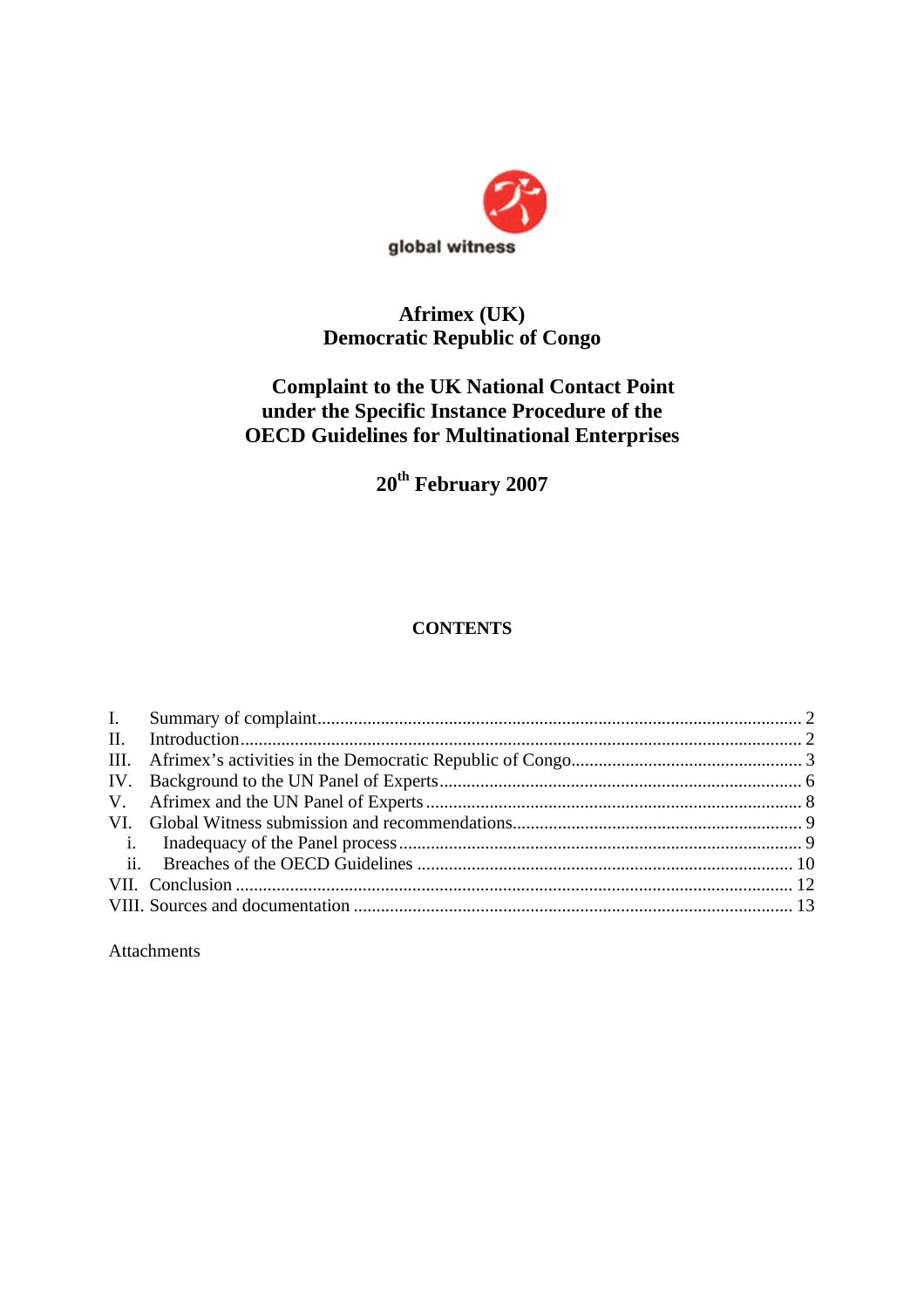global witness

# Afrimex (UK)
# Democratic Republic of Congo

## Complaint to the UK National Contact Point under the Specific Instance Procedure of the OECD Guidelines for Multinational Enterprises

**20th February 2007**

**CONTENTS**

I. Summary of complaint .......... 2
II. Introduction .......... 2
III. Afrimex's activities in the Democratic Republic of Congo .......... 3
IV. Background to the UN Panel of Experts .......... 6
V. Afrimex and the UN Panel of Experts .......... 8
VI. Global Witness submission and recommendations .......... 9
  i. Inadequacy of the Panel process .......... 9
  ii. Breaches of the OECD Guidelines .......... 10
VII. Conclusion .......... 12
VIII. Sources and documentation .......... 13

Attachments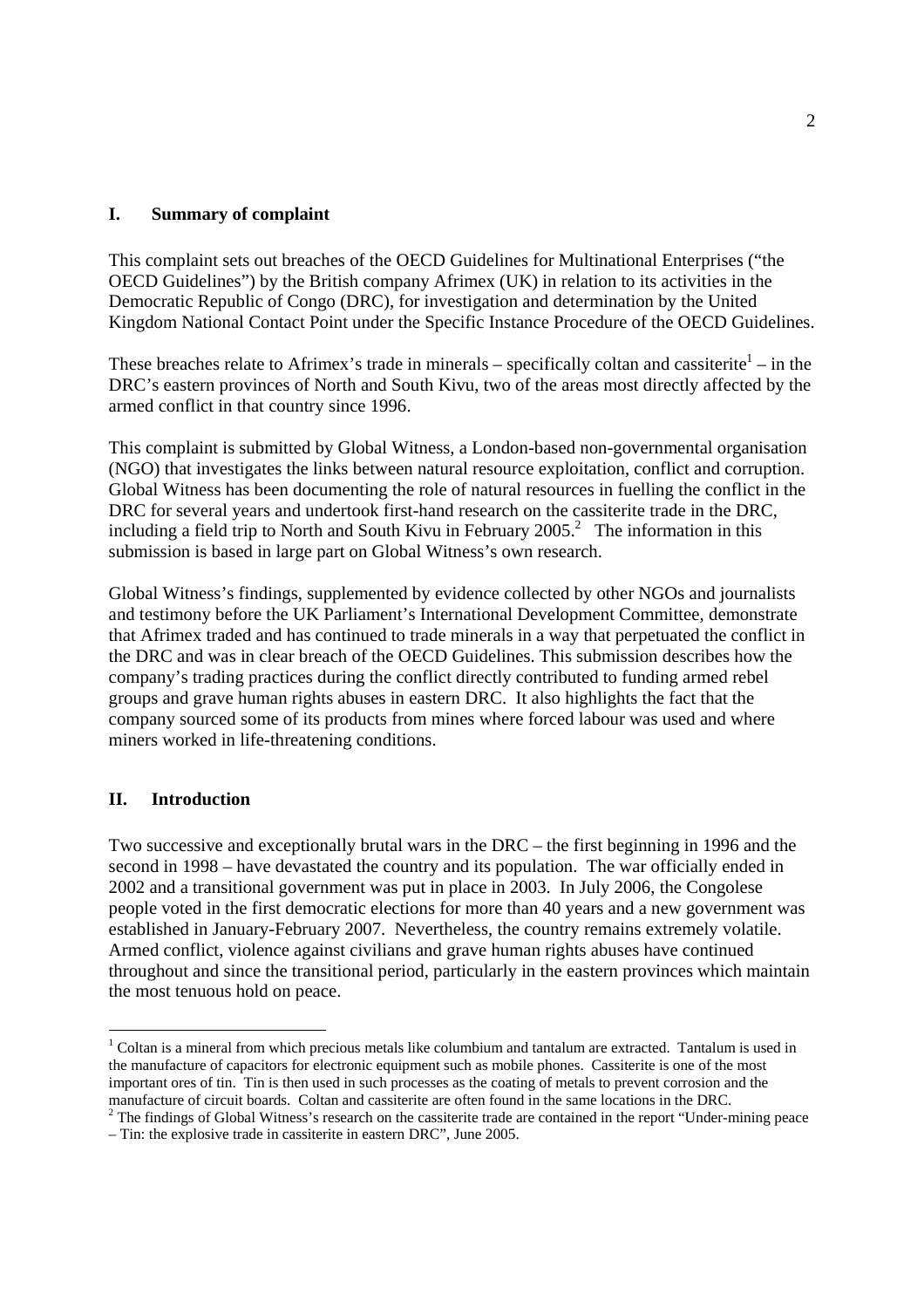## I. Summary of complaint

This complaint sets out breaches of the OECD Guidelines for Multinational Enterprises ("the OECD Guidelines") by the British company Afrimex (UK) in relation to its activities in the Democratic Republic of Congo (DRC), for investigation and determination by the United Kingdom National Contact Point under the Specific Instance Procedure of the OECD Guidelines.

These breaches relate to Afrimex's trade in minerals – specifically coltan and cassiterite[1] – in the DRC's eastern provinces of North and South Kivu, two of the areas most directly affected by the armed conflict in that country since 1996.

This complaint is submitted by Global Witness, a London-based non-governmental organisation (NGO) that investigates the links between natural resource exploitation, conflict and corruption. Global Witness has been documenting the role of natural resources in fuelling the conflict in the DRC for several years and undertook first-hand research on the cassiterite trade in the DRC, including a field trip to North and South Kivu in February 2005.[2] The information in this submission is based in large part on Global Witness's own research.

Global Witness's findings, supplemented by evidence collected by other NGOs and journalists and testimony before the UK Parliament's International Development Committee, demonstrate that Afrimex traded and has continued to trade minerals in a way that perpetuated the conflict in the DRC and was in clear breach of the OECD Guidelines. This submission describes how the company's trading practices during the conflict directly contributed to funding armed rebel groups and grave human rights abuses in eastern DRC. It also highlights the fact that the company sourced some of its products from mines where forced labour was used and where miners worked in life-threatening conditions.

## II. Introduction

Two successive and exceptionally brutal wars in the DRC – the first beginning in 1996 and the second in 1998 – have devastated the country and its population. The war officially ended in 2002 and a transitional government was put in place in 2003. In July 2006, the Congolese people voted in the first democratic elections for more than 40 years and a new government was established in January-February 2007. Nevertheless, the country remains extremely volatile. Armed conflict, violence against civilians and grave human rights abuses have continued throughout and since the transitional period, particularly in the eastern provinces which maintain the most tenuous hold on peace.

---

[1] Coltan is a mineral from which precious metals like columbium and tantalum are extracted. Tantalum is used in the manufacture of capacitors for electronic equipment such as mobile phones. Cassiterite is one of the most important ores of tin. Tin is then used in such processes as the coating of metals to prevent corrosion and the manufacture of circuit boards. Coltan and cassiterite are often found in the same locations in the DRC.

[2] The findings of Global Witness's research on the cassiterite trade are contained in the report "Under-mining peace – Tin: the explosive trade in cassiterite in eastern DRC", June 2005.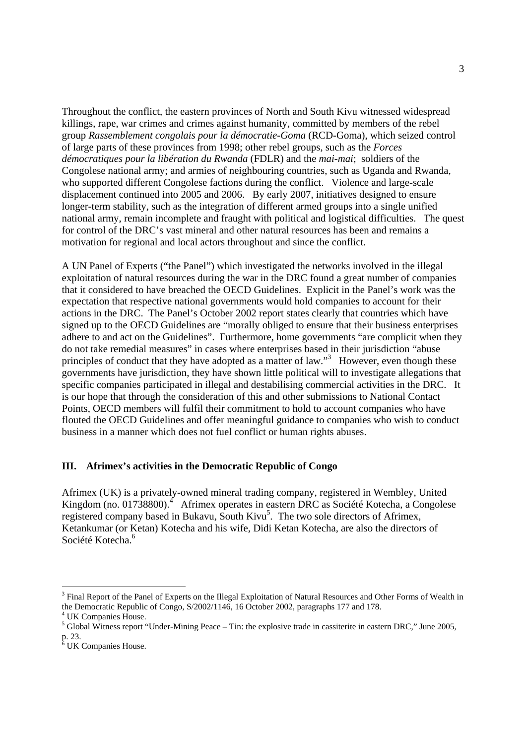Throughout the conflict, the eastern provinces of North and South Kivu witnessed widespread killings, rape, war crimes and crimes against humanity, committed by members of the rebel group *Rassemblement congolais pour la démocratie-Goma* (RCD-Goma), which seized control of large parts of these provinces from 1998; other rebel groups, such as the *Forces démocratiques pour la libération du Rwanda* (FDLR) and the *mai-mai*; soldiers of the Congolese national army; and armies of neighbouring countries, such as Uganda and Rwanda, who supported different Congolese factions during the conflict. Violence and large-scale displacement continued into 2005 and 2006. By early 2007, initiatives designed to ensure longer-term stability, such as the integration of different armed groups into a single unified national army, remain incomplete and fraught with political and logistical difficulties. The quest for control of the DRC's vast mineral and other natural resources has been and remains a motivation for regional and local actors throughout and since the conflict.

A UN Panel of Experts ("the Panel") which investigated the networks involved in the illegal exploitation of natural resources during the war in the DRC found a great number of companies that it considered to have breached the OECD Guidelines. Explicit in the Panel's work was the expectation that respective national governments would hold companies to account for their actions in the DRC. The Panel's October 2002 report states clearly that countries which have signed up to the OECD Guidelines are "morally obliged to ensure that their business enterprises adhere to and act on the Guidelines". Furthermore, home governments "are complicit when they do not take remedial measures" in cases where enterprises based in their jurisdiction "abuse principles of conduct that they have adopted as a matter of law."[3] However, even though these governments have jurisdiction, they have shown little political will to investigate allegations that specific companies participated in illegal and destabilising commercial activities in the DRC. It is our hope that through the consideration of this and other submissions to National Contact Points, OECD members will fulfil their commitment to hold to account companies who have flouted the OECD Guidelines and offer meaningful guidance to companies who wish to conduct business in a manner which does not fuel conflict or human rights abuses.

### III. Afrimex's activities in the Democratic Republic of Congo

Afrimex (UK) is a privately-owned mineral trading company, registered in Wembley, United Kingdom (no. 01738800).[4] Afrimex operates in eastern DRC as Société Kotecha, a Congolese registered company based in Bukavu, South Kivu[5]. The two sole directors of Afrimex, Ketankumar (or Ketan) Kotecha and his wife, Didi Ketan Kotecha, are also the directors of Société Kotecha.[6]

---

[3] Final Report of the Panel of Experts on the Illegal Exploitation of Natural Resources and Other Forms of Wealth in the Democratic Republic of Congo, S/2002/1146, 16 October 2002, paragraphs 177 and 178.

[4] UK Companies House.

[5] Global Witness report "Under-Mining Peace – Tin: the explosive trade in cassiterite in eastern DRC," June 2005, p. 23.

[6] UK Companies House.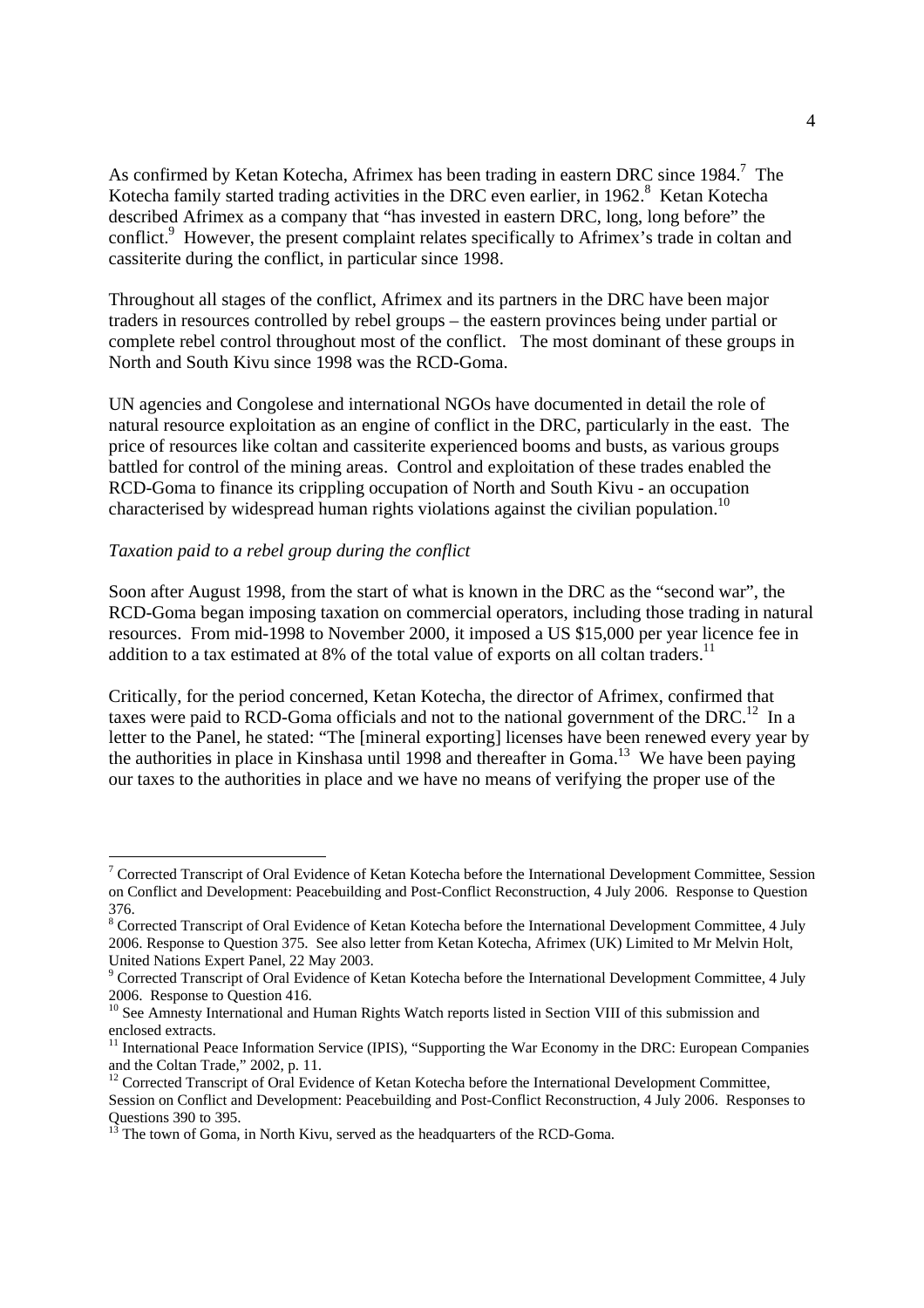As confirmed by Ketan Kotecha, Afrimex has been trading in eastern DRC since 1984.[7] The Kotecha family started trading activities in the DRC even earlier, in 1962.[8] Ketan Kotecha described Afrimex as a company that "has invested in eastern DRC, long, long before" the conflict.[9] However, the present complaint relates specifically to Afrimex's trade in coltan and cassiterite during the conflict, in particular since 1998.

Throughout all stages of the conflict, Afrimex and its partners in the DRC have been major traders in resources controlled by rebel groups – the eastern provinces being under partial or complete rebel control throughout most of the conflict. The most dominant of these groups in North and South Kivu since 1998 was the RCD-Goma.

UN agencies and Congolese and international NGOs have documented in detail the role of natural resource exploitation as an engine of conflict in the DRC, particularly in the east. The price of resources like coltan and cassiterite experienced booms and busts, as various groups battled for control of the mining areas. Control and exploitation of these trades enabled the RCD-Goma to finance its crippling occupation of North and South Kivu - an occupation characterised by widespread human rights violations against the civilian population.[10]

*Taxation paid to a rebel group during the conflict*

Soon after August 1998, from the start of what is known in the DRC as the "second war", the RCD-Goma began imposing taxation on commercial operators, including those trading in natural resources. From mid-1998 to November 2000, it imposed a US $15,000 per year licence fee in addition to a tax estimated at 8% of the total value of exports on all coltan traders.[11]

Critically, for the period concerned, Ketan Kotecha, the director of Afrimex, confirmed that taxes were paid to RCD-Goma officials and not to the national government of the DRC.[12] In a letter to the Panel, he stated: "The [mineral exporting] licenses have been renewed every year by the authorities in place in Kinshasa until 1998 and thereafter in Goma.[13] We have been paying our taxes to the authorities in place and we have no means of verifying the proper use of the

---

[7] Corrected Transcript of Oral Evidence of Ketan Kotecha before the International Development Committee, Session on Conflict and Development: Peacebuilding and Post-Conflict Reconstruction, 4 July 2006. Response to Question 376.

[8] Corrected Transcript of Oral Evidence of Ketan Kotecha before the International Development Committee, 4 July 2006. Response to Question 375. See also letter from Ketan Kotecha, Afrimex (UK) Limited to Mr Melvin Holt, United Nations Expert Panel, 22 May 2003.

[9] Corrected Transcript of Oral Evidence of Ketan Kotecha before the International Development Committee, 4 July 2006. Response to Question 416.

[10] See Amnesty International and Human Rights Watch reports listed in Section VIII of this submission and enclosed extracts.

[11] International Peace Information Service (IPIS), "Supporting the War Economy in the DRC: European Companies and the Coltan Trade," 2002, p. 11.

[12] Corrected Transcript of Oral Evidence of Ketan Kotecha before the International Development Committee, Session on Conflict and Development: Peacebuilding and Post-Conflict Reconstruction, 4 July 2006. Responses to Questions 390 to 395.

[13] The town of Goma, in North Kivu, served as the headquarters of the RCD-Goma.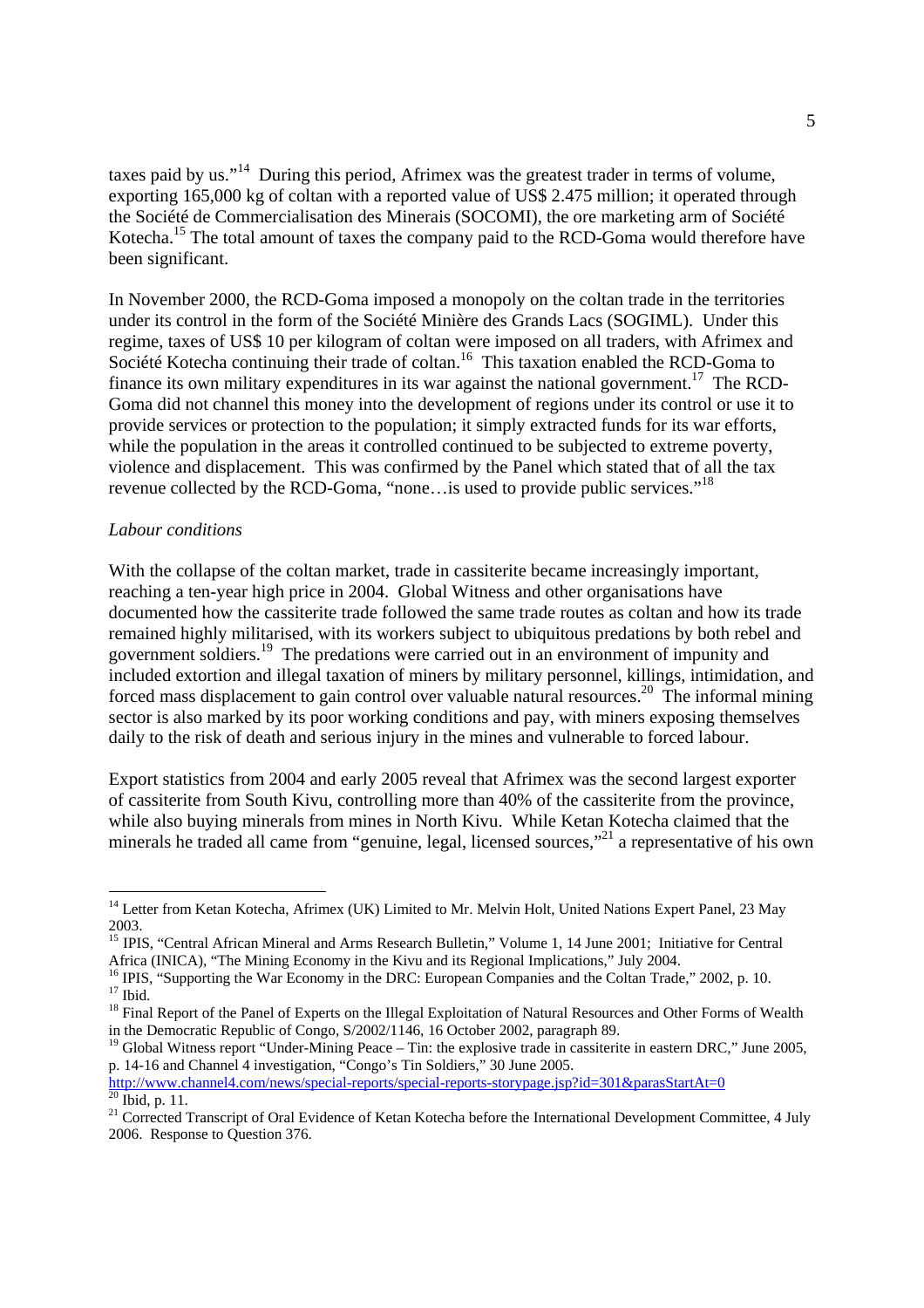taxes paid by us."[14] During this period, Afrimex was the greatest trader in terms of volume, exporting 165,000 kg of coltan with a reported value of US$ 2.475 million; it operated through the Société de Commercialisation des Minerais (SOCOMI), the ore marketing arm of Société Kotecha.[15] The total amount of taxes the company paid to the RCD-Goma would therefore have been significant.

In November 2000, the RCD-Goma imposed a monopoly on the coltan trade in the territories under its control in the form of the Société Minière des Grands Lacs (SOGIML). Under this regime, taxes of US$ 10 per kilogram of coltan were imposed on all traders, with Afrimex and Société Kotecha continuing their trade of coltan.[16] This taxation enabled the RCD-Goma to finance its own military expenditures in its war against the national government.[17] The RCD-Goma did not channel this money into the development of regions under its control or use it to provide services or protection to the population; it simply extracted funds for its war efforts, while the population in the areas it controlled continued to be subjected to extreme poverty, violence and displacement. This was confirmed by the Panel which stated that of all the tax revenue collected by the RCD-Goma, "none…is used to provide public services."[18]

*Labour conditions*

With the collapse of the coltan market, trade in cassiterite became increasingly important, reaching a ten-year high price in 2004. Global Witness and other organisations have documented how the cassiterite trade followed the same trade routes as coltan and how its trade remained highly militarised, with its workers subject to ubiquitous predations by both rebel and government soldiers.[19] The predations were carried out in an environment of impunity and included extortion and illegal taxation of miners by military personnel, killings, intimidation, and forced mass displacement to gain control over valuable natural resources.[20] The informal mining sector is also marked by its poor working conditions and pay, with miners exposing themselves daily to the risk of death and serious injury in the mines and vulnerable to forced labour.

Export statistics from 2004 and early 2005 reveal that Afrimex was the second largest exporter of cassiterite from South Kivu, controlling more than 40% of the cassiterite from the province, while also buying minerals from mines in North Kivu. While Ketan Kotecha claimed that the minerals he traded all came from "genuine, legal, licensed sources,"[21] a representative of his own

---

[14] Letter from Ketan Kotecha, Afrimex (UK) Limited to Mr. Melvin Holt, United Nations Expert Panel, 23 May 2003.

[15] IPIS, "Central African Mineral and Arms Research Bulletin," Volume 1, 14 June 2001; Initiative for Central Africa (INICA), "The Mining Economy in the Kivu and its Regional Implications," July 2004.

[16] IPIS, "Supporting the War Economy in the DRC: European Companies and the Coltan Trade," 2002, p. 10.

[17] Ibid.

[18] Final Report of the Panel of Experts on the Illegal Exploitation of Natural Resources and Other Forms of Wealth in the Democratic Republic of Congo, S/2002/1146, 16 October 2002, paragraph 89.

[19] Global Witness report "Under-Mining Peace – Tin: the explosive trade in cassiterite in eastern DRC," June 2005, p. 14-16 and Channel 4 investigation, "Congo's Tin Soldiers," 30 June 2005. http://www.channel4.com/news/special-reports/special-reports-storypage.jsp?id=301&parasStartAt=0

[20] Ibid, p. 11.

[21] Corrected Transcript of Oral Evidence of Ketan Kotecha before the International Development Committee, 4 July 2006. Response to Question 376.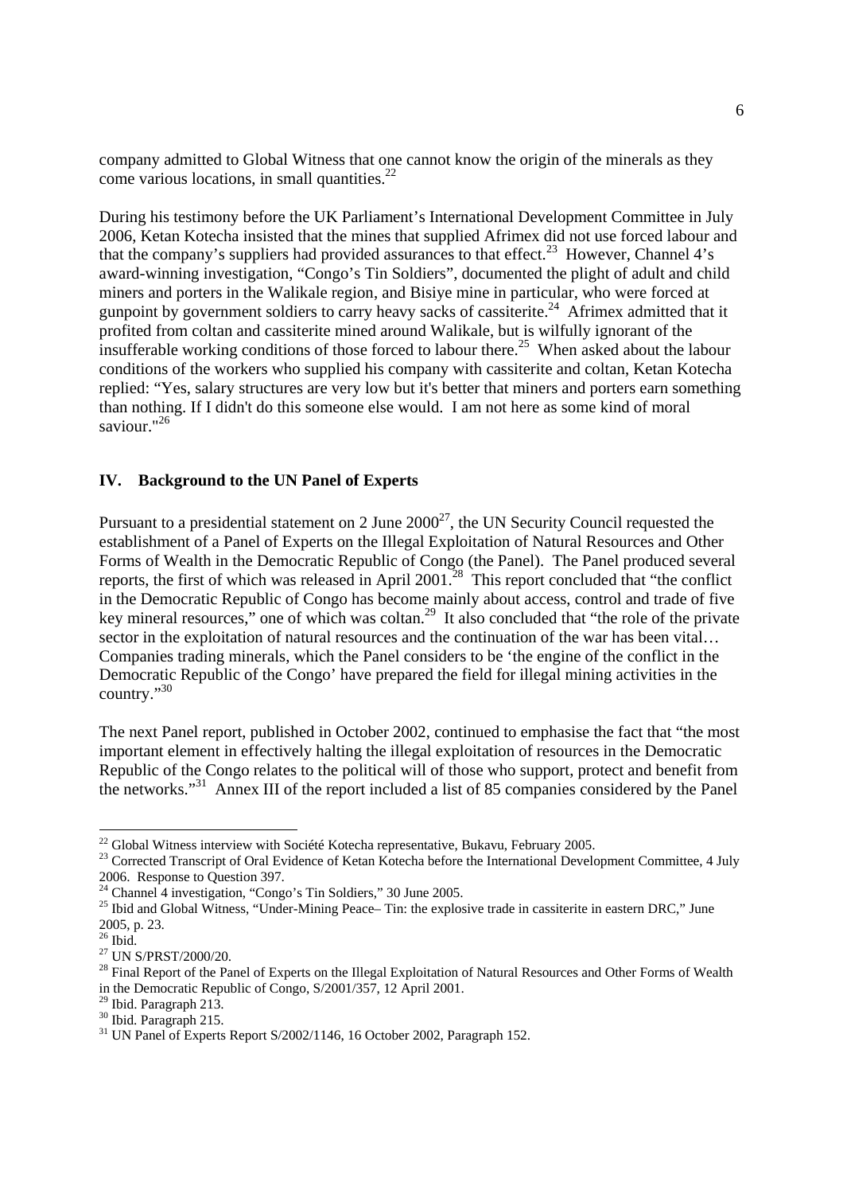company admitted to Global Witness that one cannot know the origin of the minerals as they come various locations, in small quantities.[22]

During his testimony before the UK Parliament's International Development Committee in July 2006, Ketan Kotecha insisted that the mines that supplied Afrimex did not use forced labour and that the company's suppliers had provided assurances to that effect.[23] However, Channel 4's award-winning investigation, "Congo's Tin Soldiers", documented the plight of adult and child miners and porters in the Walikale region, and Bisiye mine in particular, who were forced at gunpoint by government soldiers to carry heavy sacks of cassiterite.[24] Afrimex admitted that it profited from coltan and cassiterite mined around Walikale, but is wilfully ignorant of the insufferable working conditions of those forced to labour there.[25] When asked about the labour conditions of the workers who supplied his company with cassiterite and coltan, Ketan Kotecha replied: "Yes, salary structures are very low but it's better that miners and porters earn something than nothing. If I didn't do this someone else would. I am not here as some kind of moral saviour."[26]

## IV. Background to the UN Panel of Experts

Pursuant to a presidential statement on 2 June 2000[27], the UN Security Council requested the establishment of a Panel of Experts on the Illegal Exploitation of Natural Resources and Other Forms of Wealth in the Democratic Republic of Congo (the Panel). The Panel produced several reports, the first of which was released in April 2001.[28] This report concluded that "the conflict in the Democratic Republic of Congo has become mainly about access, control and trade of five key mineral resources," one of which was coltan.[29] It also concluded that "the role of the private sector in the exploitation of natural resources and the continuation of the war has been vital… Companies trading minerals, which the Panel considers to be 'the engine of the conflict in the Democratic Republic of the Congo' have prepared the field for illegal mining activities in the country."[30]

The next Panel report, published in October 2002, continued to emphasise the fact that "the most important element in effectively halting the illegal exploitation of resources in the Democratic Republic of the Congo relates to the political will of those who support, protect and benefit from the networks."[31] Annex III of the report included a list of 85 companies considered by the Panel

---

[22] Global Witness interview with Société Kotecha representative, Bukavu, February 2005.

[23] Corrected Transcript of Oral Evidence of Ketan Kotecha before the International Development Committee, 4 July 2006. Response to Question 397.

[24] Channel 4 investigation, "Congo's Tin Soldiers," 30 June 2005.

[25] Ibid and Global Witness, "Under-Mining Peace– Tin: the explosive trade in cassiterite in eastern DRC," June 2005, p. 23.

[26] Ibid.

[27] UN S/PRST/2000/20.

[28] Final Report of the Panel of Experts on the Illegal Exploitation of Natural Resources and Other Forms of Wealth in the Democratic Republic of Congo, S/2001/357, 12 April 2001.

[29] Ibid. Paragraph 213.

[30] Ibid. Paragraph 215.

[31] UN Panel of Experts Report S/2002/1146, 16 October 2002, Paragraph 152.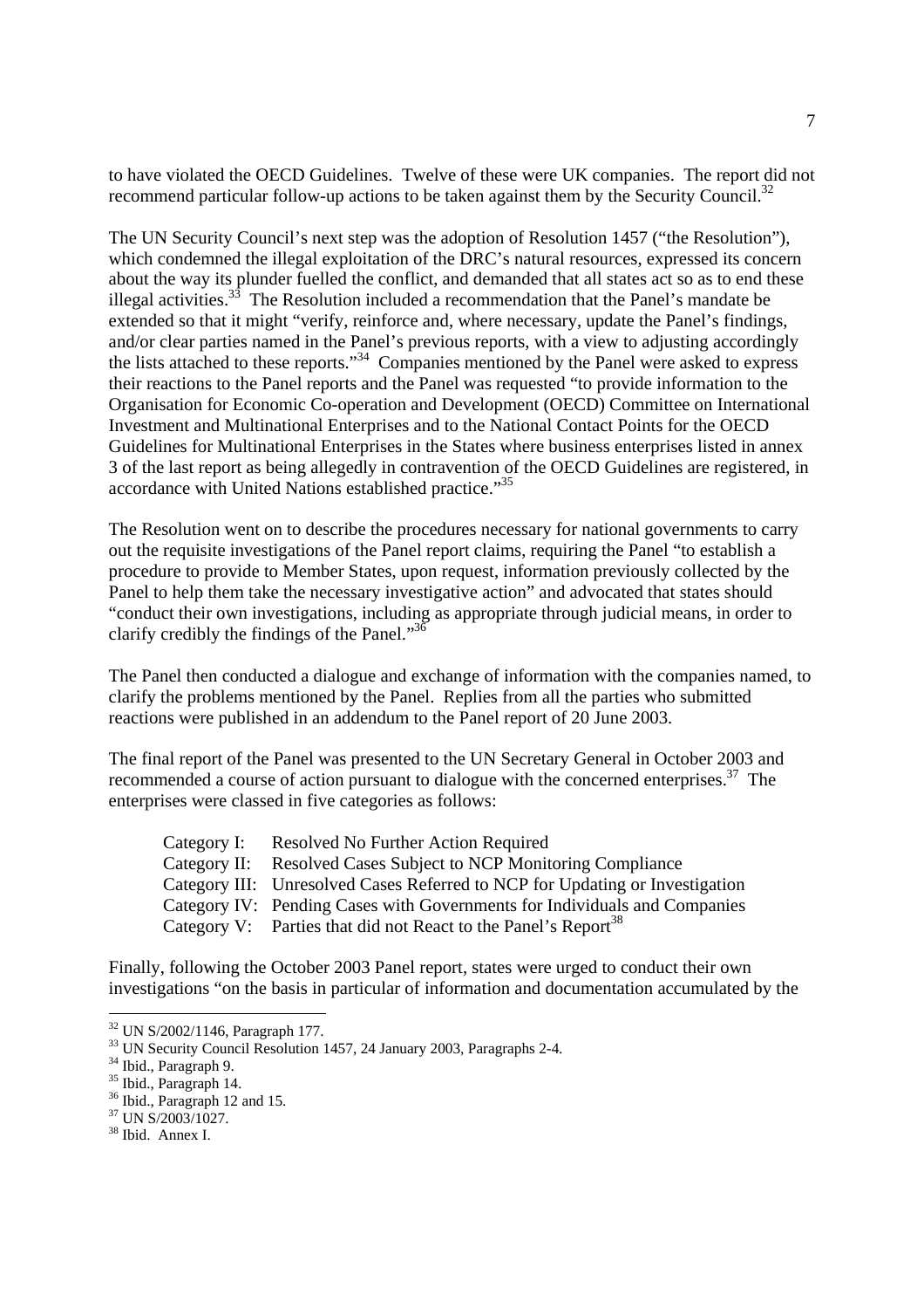to have violated the OECD Guidelines. Twelve of these were UK companies. The report did not recommend particular follow-up actions to be taken against them by the Security Council.[32]

The UN Security Council's next step was the adoption of Resolution 1457 ("the Resolution"), which condemned the illegal exploitation of the DRC's natural resources, expressed its concern about the way its plunder fuelled the conflict, and demanded that all states act so as to end these illegal activities.[33] The Resolution included a recommendation that the Panel's mandate be extended so that it might "verify, reinforce and, where necessary, update the Panel's findings, and/or clear parties named in the Panel's previous reports, with a view to adjusting accordingly the lists attached to these reports."[34] Companies mentioned by the Panel were asked to express their reactions to the Panel reports and the Panel was requested "to provide information to the Organisation for Economic Co-operation and Development (OECD) Committee on International Investment and Multinational Enterprises and to the National Contact Points for the OECD Guidelines for Multinational Enterprises in the States where business enterprises listed in annex 3 of the last report as being allegedly in contravention of the OECD Guidelines are registered, in accordance with United Nations established practice."[35]

The Resolution went on to describe the procedures necessary for national governments to carry out the requisite investigations of the Panel report claims, requiring the Panel "to establish a procedure to provide to Member States, upon request, information previously collected by the Panel to help them take the necessary investigative action" and advocated that states should "conduct their own investigations, including as appropriate through judicial means, in order to clarify credibly the findings of the Panel."[36]

The Panel then conducted a dialogue and exchange of information with the companies named, to clarify the problems mentioned by the Panel. Replies from all the parties who submitted reactions were published in an addendum to the Panel report of 20 June 2003.

The final report of the Panel was presented to the UN Secretary General in October 2003 and recommended a course of action pursuant to dialogue with the concerned enterprises.[37] The enterprises were classed in five categories as follows:

- Category I: Resolved No Further Action Required
- Category II: Resolved Cases Subject to NCP Monitoring Compliance
- Category III: Unresolved Cases Referred to NCP for Updating or Investigation
- Category IV: Pending Cases with Governments for Individuals and Companies
- Category V: Parties that did not React to the Panel's Report[38]

Finally, following the October 2003 Panel report, states were urged to conduct their own investigations "on the basis in particular of information and documentation accumulated by the

---

[32] UN S/2002/1146, Paragraph 177.

[33] UN Security Council Resolution 1457, 24 January 2003, Paragraphs 2-4.

[34] Ibid., Paragraph 9.

[35] Ibid., Paragraph 14.

[36] Ibid., Paragraph 12 and 15.

[37] UN S/2003/1027.

[38] Ibid. Annex I.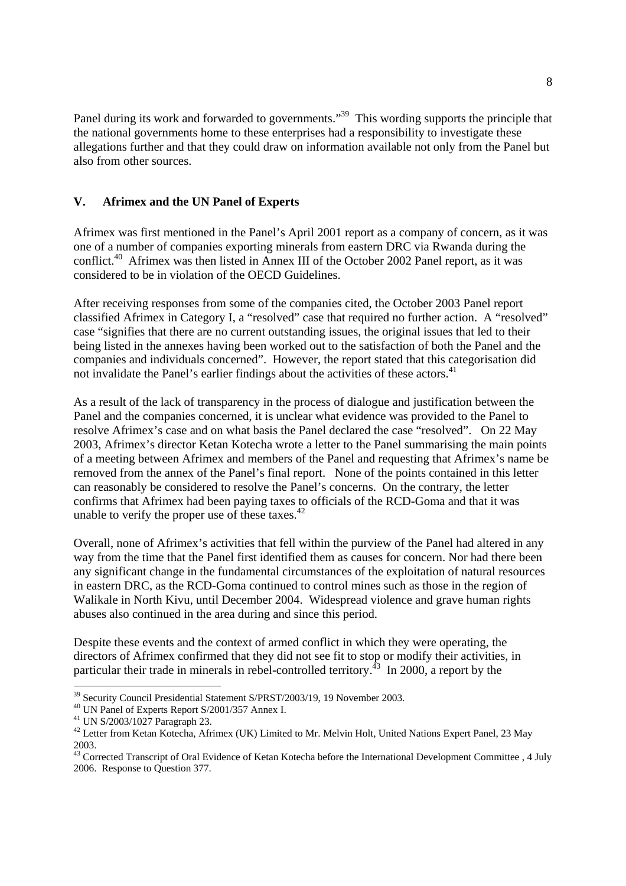Panel during its work and forwarded to governments."[39] This wording supports the principle that the national governments home to these enterprises had a responsibility to investigate these allegations further and that they could draw on information available not only from the Panel but also from other sources.

## V. Afrimex and the UN Panel of Experts

Afrimex was first mentioned in the Panel's April 2001 report as a company of concern, as it was one of a number of companies exporting minerals from eastern DRC via Rwanda during the conflict.[40] Afrimex was then listed in Annex III of the October 2002 Panel report, as it was considered to be in violation of the OECD Guidelines.

After receiving responses from some of the companies cited, the October 2003 Panel report classified Afrimex in Category I, a "resolved" case that required no further action. A "resolved" case "signifies that there are no current outstanding issues, the original issues that led to their being listed in the annexes having been worked out to the satisfaction of both the Panel and the companies and individuals concerned". However, the report stated that this categorisation did not invalidate the Panel's earlier findings about the activities of these actors.[41]

As a result of the lack of transparency in the process of dialogue and justification between the Panel and the companies concerned, it is unclear what evidence was provided to the Panel to resolve Afrimex's case and on what basis the Panel declared the case "resolved". On 22 May 2003, Afrimex's director Ketan Kotecha wrote a letter to the Panel summarising the main points of a meeting between Afrimex and members of the Panel and requesting that Afrimex's name be removed from the annex of the Panel's final report. None of the points contained in this letter can reasonably be considered to resolve the Panel's concerns. On the contrary, the letter confirms that Afrimex had been paying taxes to officials of the RCD-Goma and that it was unable to verify the proper use of these taxes.[42]

Overall, none of Afrimex's activities that fell within the purview of the Panel had altered in any way from the time that the Panel first identified them as causes for concern. Nor had there been any significant change in the fundamental circumstances of the exploitation of natural resources in eastern DRC, as the RCD-Goma continued to control mines such as those in the region of Walikale in North Kivu, until December 2004. Widespread violence and grave human rights abuses also continued in the area during and since this period.

Despite these events and the context of armed conflict in which they were operating, the directors of Afrimex confirmed that they did not see fit to stop or modify their activities, in particular their trade in minerals in rebel-controlled territory.[43] In 2000, a report by the

---

[39] Security Council Presidential Statement S/PRST/2003/19, 19 November 2003.

[40] UN Panel of Experts Report S/2001/357 Annex I.

[41] UN S/2003/1027 Paragraph 23.

[42] Letter from Ketan Kotecha, Afrimex (UK) Limited to Mr. Melvin Holt, United Nations Expert Panel, 23 May 2003.

[43] Corrected Transcript of Oral Evidence of Ketan Kotecha before the International Development Committee , 4 July 2006. Response to Question 377.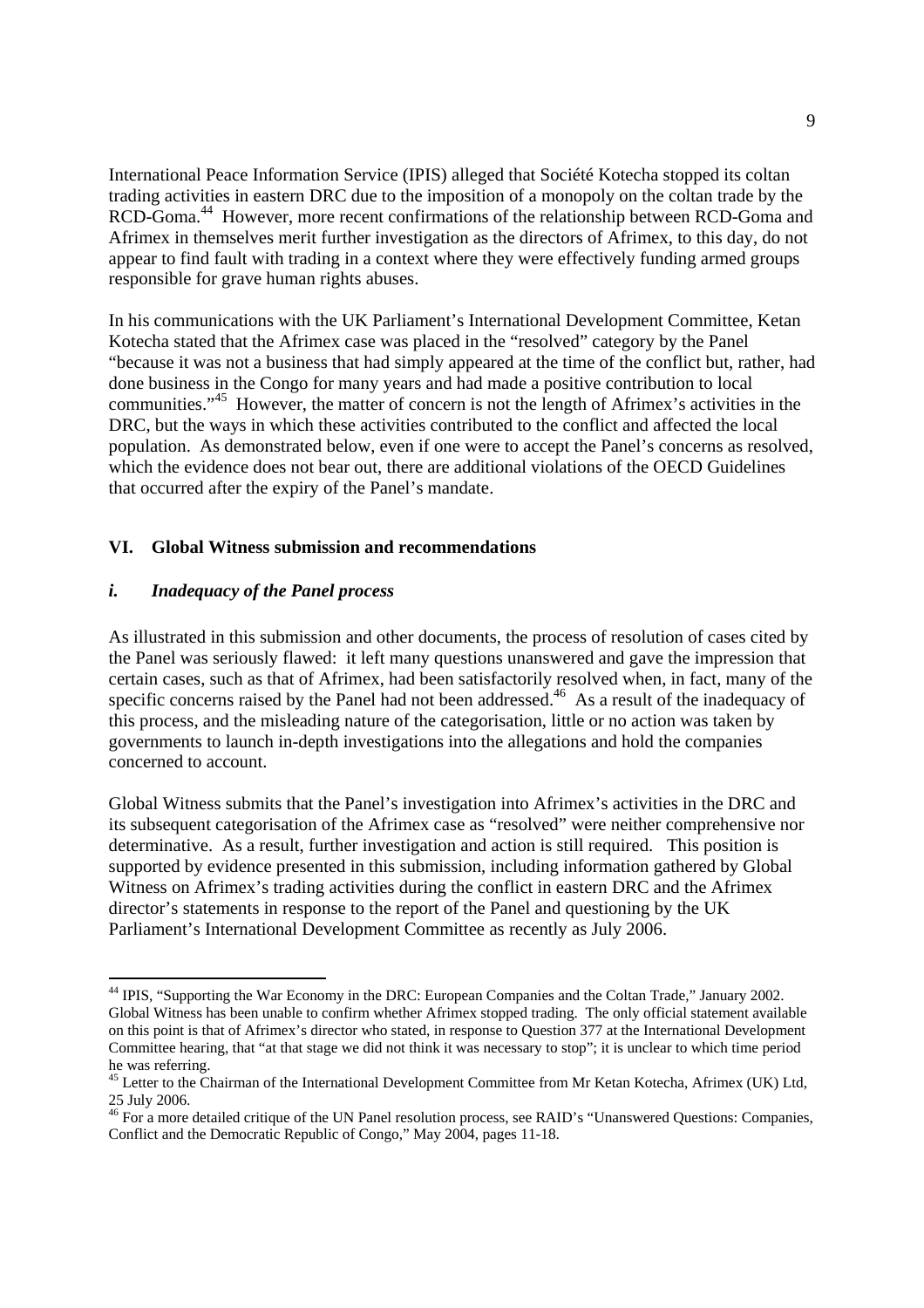International Peace Information Service (IPIS) alleged that Société Kotecha stopped its coltan trading activities in eastern DRC due to the imposition of a monopoly on the coltan trade by the RCD-Goma.[44] However, more recent confirmations of the relationship between RCD-Goma and Afrimex in themselves merit further investigation as the directors of Afrimex, to this day, do not appear to find fault with trading in a context where they were effectively funding armed groups responsible for grave human rights abuses.

In his communications with the UK Parliament's International Development Committee, Ketan Kotecha stated that the Afrimex case was placed in the "resolved" category by the Panel "because it was not a business that had simply appeared at the time of the conflict but, rather, had done business in the Congo for many years and had made a positive contribution to local communities."[45] However, the matter of concern is not the length of Afrimex's activities in the DRC, but the ways in which these activities contributed to the conflict and affected the local population. As demonstrated below, even if one were to accept the Panel's concerns as resolved, which the evidence does not bear out, there are additional violations of the OECD Guidelines that occurred after the expiry of the Panel's mandate.

## VI. Global Witness submission and recommendations

### *i. Inadequacy of the Panel process*

As illustrated in this submission and other documents, the process of resolution of cases cited by the Panel was seriously flawed: it left many questions unanswered and gave the impression that certain cases, such as that of Afrimex, had been satisfactorily resolved when, in fact, many of the specific concerns raised by the Panel had not been addressed.[46] As a result of the inadequacy of this process, and the misleading nature of the categorisation, little or no action was taken by governments to launch in-depth investigations into the allegations and hold the companies concerned to account.

Global Witness submits that the Panel's investigation into Afrimex's activities in the DRC and its subsequent categorisation of the Afrimex case as "resolved" were neither comprehensive nor determinative. As a result, further investigation and action is still required. This position is supported by evidence presented in this submission, including information gathered by Global Witness on Afrimex's trading activities during the conflict in eastern DRC and the Afrimex director's statements in response to the report of the Panel and questioning by the UK Parliament's International Development Committee as recently as July 2006.

---

[44] IPIS, "Supporting the War Economy in the DRC: European Companies and the Coltan Trade," January 2002. Global Witness has been unable to confirm whether Afrimex stopped trading. The only official statement available on this point is that of Afrimex's director who stated, in response to Question 377 at the International Development Committee hearing, that "at that stage we did not think it was necessary to stop"; it is unclear to which time period he was referring.

[45] Letter to the Chairman of the International Development Committee from Mr Ketan Kotecha, Afrimex (UK) Ltd, 25 July 2006.

[46] For a more detailed critique of the UN Panel resolution process, see RAID's "Unanswered Questions: Companies, Conflict and the Democratic Republic of Congo," May 2004, pages 11-18.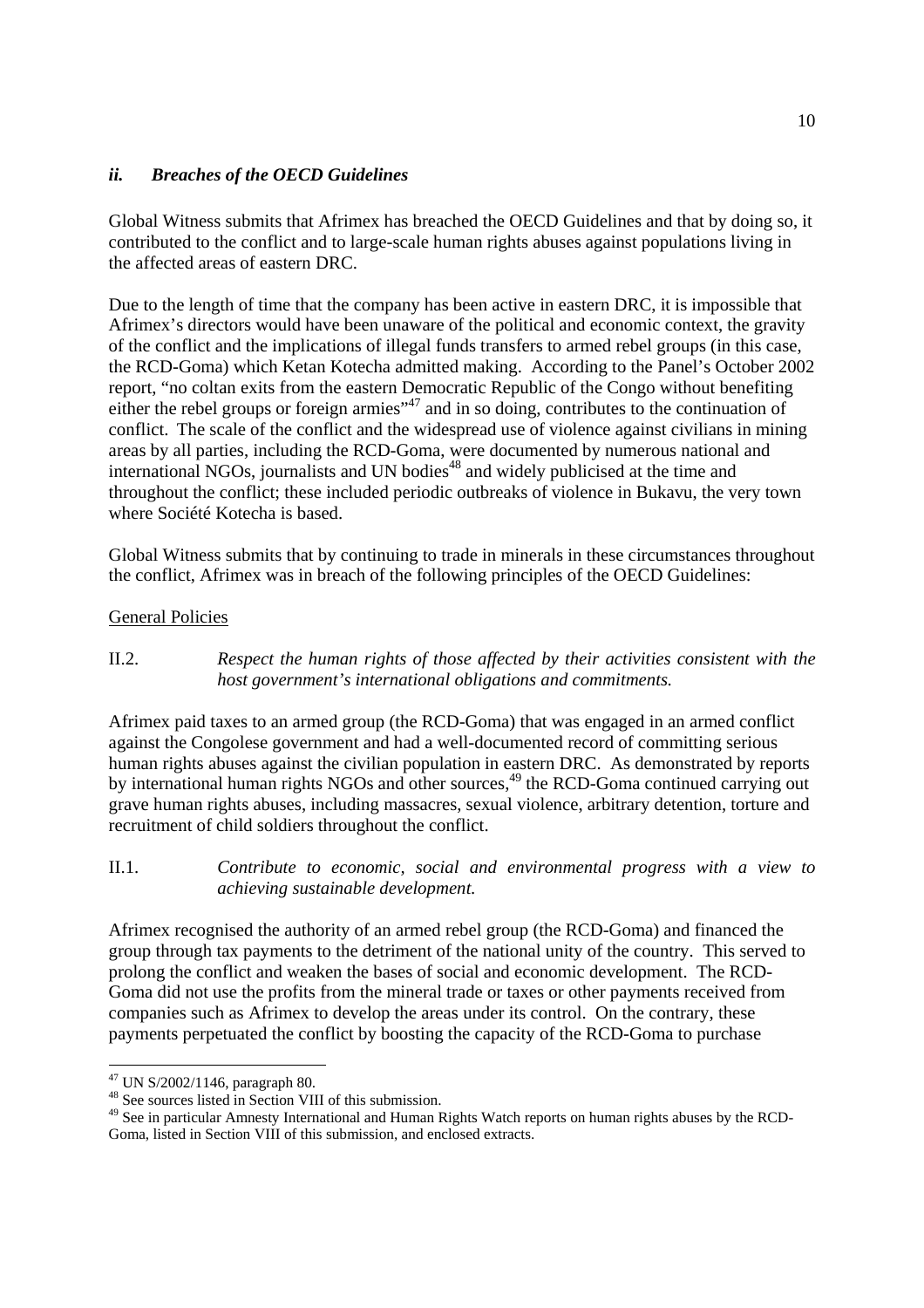### *ii. Breaches of the OECD Guidelines*

Global Witness submits that Afrimex has breached the OECD Guidelines and that by doing so, it contributed to the conflict and to large-scale human rights abuses against populations living in the affected areas of eastern DRC.

Due to the length of time that the company has been active in eastern DRC, it is impossible that Afrimex's directors would have been unaware of the political and economic context, the gravity of the conflict and the implications of illegal funds transfers to armed rebel groups (in this case, the RCD-Goma) which Ketan Kotecha admitted making. According to the Panel's October 2002 report, "no coltan exits from the eastern Democratic Republic of the Congo without benefiting either the rebel groups or foreign armies"[47] and in so doing, contributes to the continuation of conflict. The scale of the conflict and the widespread use of violence against civilians in mining areas by all parties, including the RCD-Goma, were documented by numerous national and international NGOs, journalists and UN bodies[48] and widely publicised at the time and throughout the conflict; these included periodic outbreaks of violence in Bukavu, the very town where Société Kotecha is based.

Global Witness submits that by continuing to trade in minerals in these circumstances throughout the conflict, Afrimex was in breach of the following principles of the OECD Guidelines:

General Policies

II.2. *Respect the human rights of those affected by their activities consistent with the host government's international obligations and commitments.*

Afrimex paid taxes to an armed group (the RCD-Goma) that was engaged in an armed conflict against the Congolese government and had a well-documented record of committing serious human rights abuses against the civilian population in eastern DRC. As demonstrated by reports by international human rights NGOs and other sources,[49] the RCD-Goma continued carrying out grave human rights abuses, including massacres, sexual violence, arbitrary detention, torture and recruitment of child soldiers throughout the conflict.

II.1. *Contribute to economic, social and environmental progress with a view to achieving sustainable development.*

Afrimex recognised the authority of an armed rebel group (the RCD-Goma) and financed the group through tax payments to the detriment of the national unity of the country. This served to prolong the conflict and weaken the bases of social and economic development. The RCD-Goma did not use the profits from the mineral trade or taxes or other payments received from companies such as Afrimex to develop the areas under its control. On the contrary, these payments perpetuated the conflict by boosting the capacity of the RCD-Goma to purchase

---

[47] UN S/2002/1146, paragraph 80.

[48] See sources listed in Section VIII of this submission.

[49] See in particular Amnesty International and Human Rights Watch reports on human rights abuses by the RCD-Goma, listed in Section VIII of this submission, and enclosed extracts.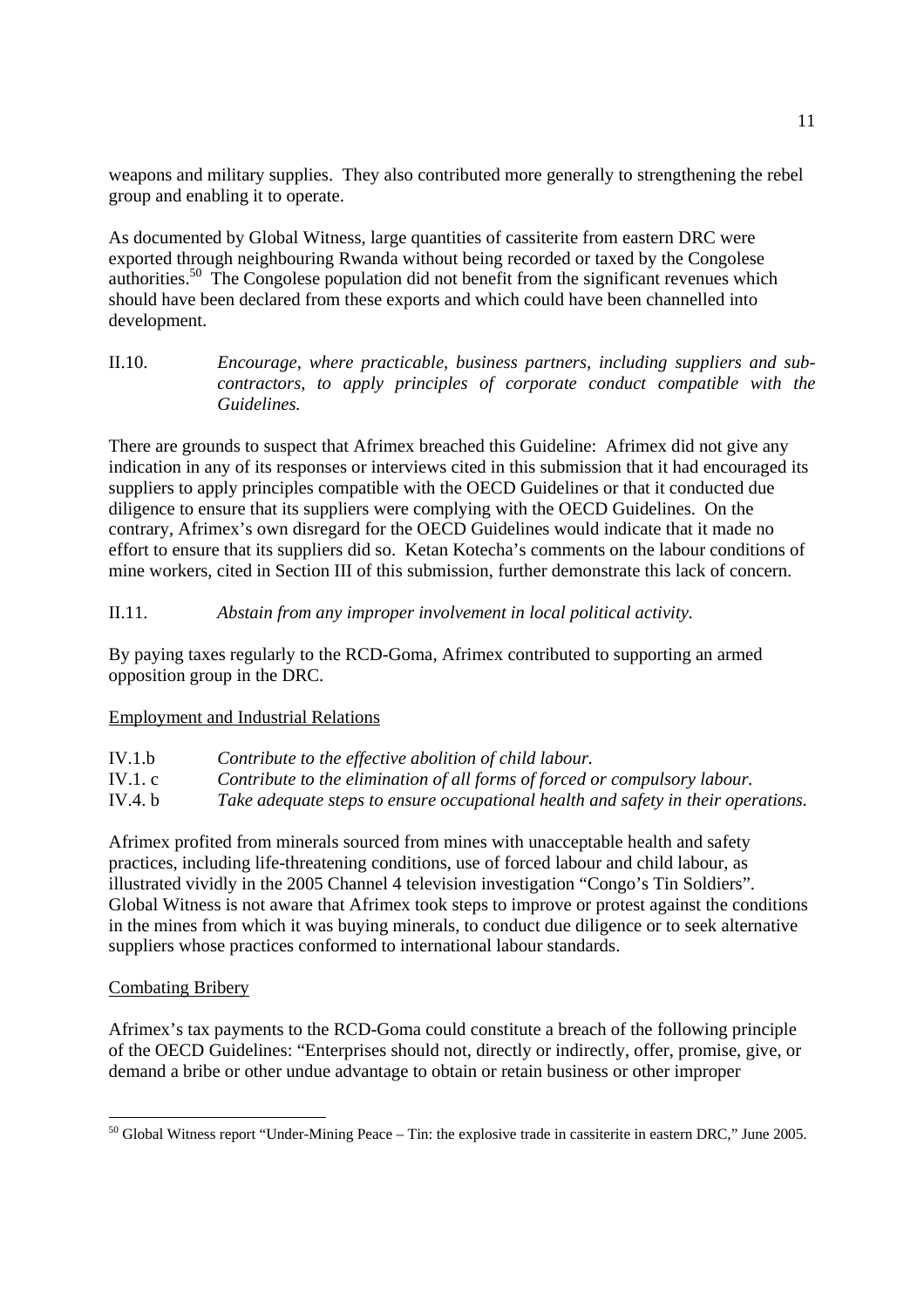weapons and military supplies. They also contributed more generally to strengthening the rebel group and enabling it to operate.

As documented by Global Witness, large quantities of cassiterite from eastern DRC were exported through neighbouring Rwanda without being recorded or taxed by the Congolese authorities.[50] The Congolese population did not benefit from the significant revenues which should have been declared from these exports and which could have been channelled into development.

II.10. *Encourage, where practicable, business partners, including suppliers and sub-contractors, to apply principles of corporate conduct compatible with the Guidelines.*

There are grounds to suspect that Afrimex breached this Guideline: Afrimex did not give any indication in any of its responses or interviews cited in this submission that it had encouraged its suppliers to apply principles compatible with the OECD Guidelines or that it conducted due diligence to ensure that its suppliers were complying with the OECD Guidelines. On the contrary, Afrimex's own disregard for the OECD Guidelines would indicate that it made no effort to ensure that its suppliers did so. Ketan Kotecha's comments on the labour conditions of mine workers, cited in Section III of this submission, further demonstrate this lack of concern.

II.11. *Abstain from any improper involvement in local political activity.*

By paying taxes regularly to the RCD-Goma, Afrimex contributed to supporting an armed opposition group in the DRC.

<u>Employment and Industrial Relations</u>

IV.1.b *Contribute to the effective abolition of child labour.*
IV.1. c *Contribute to the elimination of all forms of forced or compulsory labour.*
IV.4. b *Take adequate steps to ensure occupational health and safety in their operations.*

Afrimex profited from minerals sourced from mines with unacceptable health and safety practices, including life-threatening conditions, use of forced labour and child labour, as illustrated vividly in the 2005 Channel 4 television investigation "Congo's Tin Soldiers". Global Witness is not aware that Afrimex took steps to improve or protest against the conditions in the mines from which it was buying minerals, to conduct due diligence or to seek alternative suppliers whose practices conformed to international labour standards.

<u>Combating Bribery</u>

Afrimex's tax payments to the RCD-Goma could constitute a breach of the following principle of the OECD Guidelines: "Enterprises should not, directly or indirectly, offer, promise, give, or demand a bribe or other undue advantage to obtain or retain business or other improper

[50] Global Witness report "Under-Mining Peace – Tin: the explosive trade in cassiterite in eastern DRC," June 2005.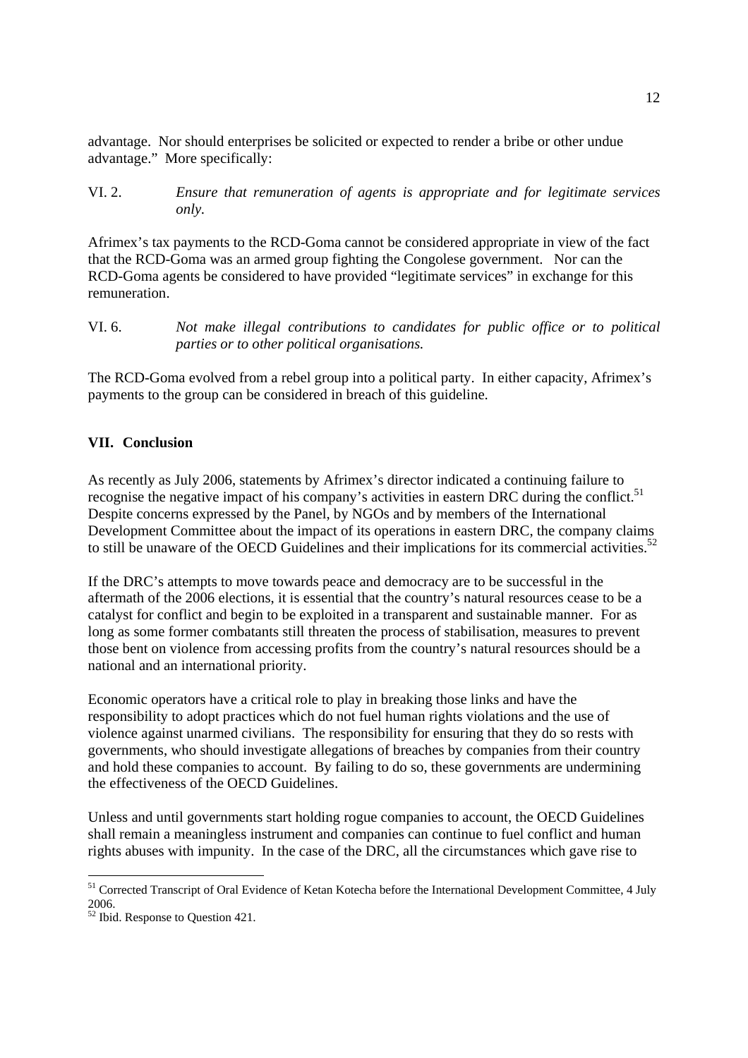advantage. Nor should enterprises be solicited or expected to render a bribe or other undue advantage." More specifically:

VI. 2. *Ensure that remuneration of agents is appropriate and for legitimate services only.*

Afrimex's tax payments to the RCD-Goma cannot be considered appropriate in view of the fact that the RCD-Goma was an armed group fighting the Congolese government. Nor can the RCD-Goma agents be considered to have provided "legitimate services" in exchange for this remuneration.

VI. 6. *Not make illegal contributions to candidates for public office or to political parties or to other political organisations.*

The RCD-Goma evolved from a rebel group into a political party. In either capacity, Afrimex's payments to the group can be considered in breach of this guideline.

## VII. Conclusion

As recently as July 2006, statements by Afrimex's director indicated a continuing failure to recognise the negative impact of his company's activities in eastern DRC during the conflict.[51] Despite concerns expressed by the Panel, by NGOs and by members of the International Development Committee about the impact of its operations in eastern DRC, the company claims to still be unaware of the OECD Guidelines and their implications for its commercial activities.[52]

If the DRC's attempts to move towards peace and democracy are to be successful in the aftermath of the 2006 elections, it is essential that the country's natural resources cease to be a catalyst for conflict and begin to be exploited in a transparent and sustainable manner. For as long as some former combatants still threaten the process of stabilisation, measures to prevent those bent on violence from accessing profits from the country's natural resources should be a national and an international priority.

Economic operators have a critical role to play in breaking those links and have the responsibility to adopt practices which do not fuel human rights violations and the use of violence against unarmed civilians. The responsibility for ensuring that they do so rests with governments, who should investigate allegations of breaches by companies from their country and hold these companies to account. By failing to do so, these governments are undermining the effectiveness of the OECD Guidelines.

Unless and until governments start holding rogue companies to account, the OECD Guidelines shall remain a meaningless instrument and companies can continue to fuel conflict and human rights abuses with impunity. In the case of the DRC, all the circumstances which gave rise to

---

[51] Corrected Transcript of Oral Evidence of Ketan Kotecha before the International Development Committee, 4 July 2006.

[52] Ibid. Response to Question 421.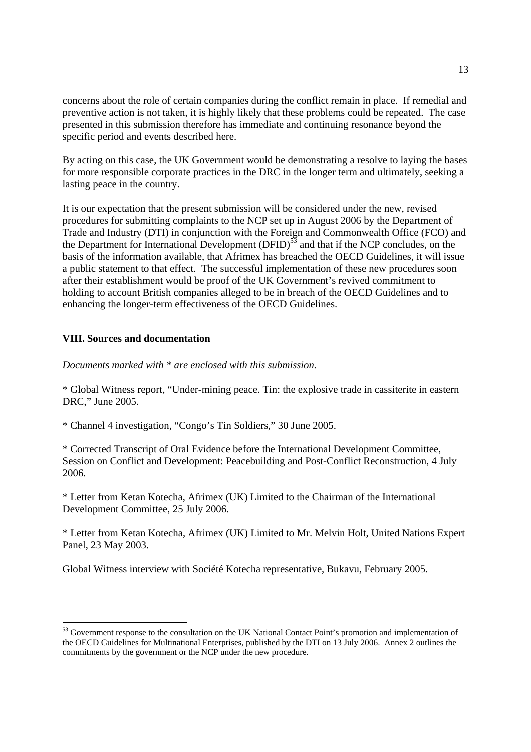concerns about the role of certain companies during the conflict remain in place. If remedial and preventive action is not taken, it is highly likely that these problems could be repeated. The case presented in this submission therefore has immediate and continuing resonance beyond the specific period and events described here.

By acting on this case, the UK Government would be demonstrating a resolve to laying the bases for more responsible corporate practices in the DRC in the longer term and ultimately, seeking a lasting peace in the country.

It is our expectation that the present submission will be considered under the new, revised procedures for submitting complaints to the NCP set up in August 2006 by the Department of Trade and Industry (DTI) in conjunction with the Foreign and Commonwealth Office (FCO) and the Department for International Development (DFID)[53] and that if the NCP concludes, on the basis of the information available, that Afrimex has breached the OECD Guidelines, it will issue a public statement to that effect. The successful implementation of these new procedures soon after their establishment would be proof of the UK Government's revived commitment to holding to account British companies alleged to be in breach of the OECD Guidelines and to enhancing the longer-term effectiveness of the OECD Guidelines.

## VIII. Sources and documentation

*Documents marked with * are enclosed with this submission.*

* Global Witness report, "Under-mining peace. Tin: the explosive trade in cassiterite in eastern DRC," June 2005.

* Channel 4 investigation, "Congo's Tin Soldiers," 30 June 2005.

* Corrected Transcript of Oral Evidence before the International Development Committee, Session on Conflict and Development: Peacebuilding and Post-Conflict Reconstruction, 4 July 2006.

* Letter from Ketan Kotecha, Afrimex (UK) Limited to the Chairman of the International Development Committee, 25 July 2006.

* Letter from Ketan Kotecha, Afrimex (UK) Limited to Mr. Melvin Holt, United Nations Expert Panel, 23 May 2003.

Global Witness interview with Société Kotecha representative, Bukavu, February 2005.

---

[53] Government response to the consultation on the UK National Contact Point's promotion and implementation of the OECD Guidelines for Multinational Enterprises, published by the DTI on 13 July 2006. Annex 2 outlines the commitments by the government or the NCP under the new procedure.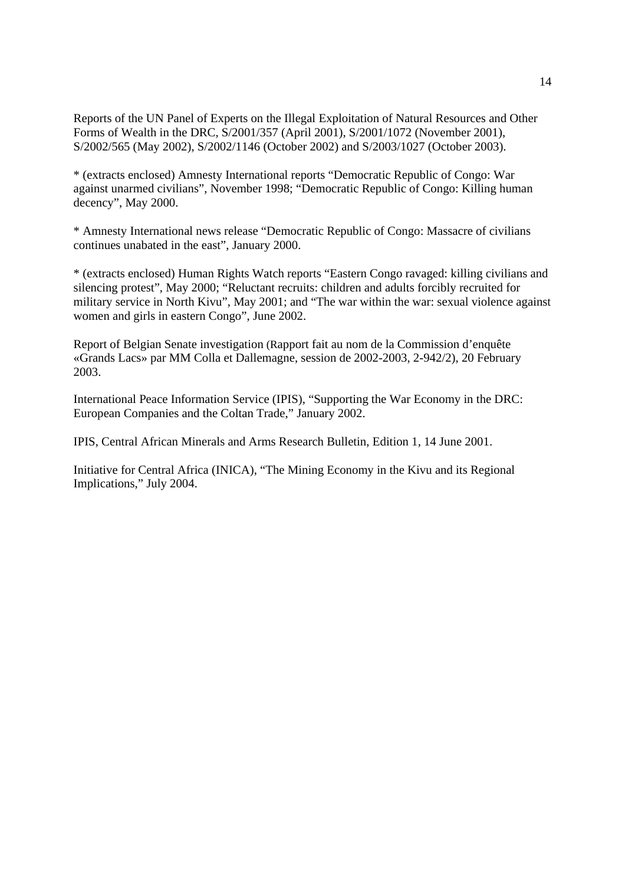Reports of the UN Panel of Experts on the Illegal Exploitation of Natural Resources and Other Forms of Wealth in the DRC, S/2001/357 (April 2001), S/2001/1072 (November 2001), S/2002/565 (May 2002), S/2002/1146 (October 2002) and S/2003/1027 (October 2003).

* (extracts enclosed) Amnesty International reports "Democratic Republic of Congo: War against unarmed civilians", November 1998; "Democratic Republic of Congo: Killing human decency", May 2000.

* Amnesty International news release "Democratic Republic of Congo: Massacre of civilians continues unabated in the east", January 2000.

* (extracts enclosed) Human Rights Watch reports "Eastern Congo ravaged: killing civilians and silencing protest", May 2000; "Reluctant recruits: children and adults forcibly recruited for military service in North Kivu", May 2001; and "The war within the war: sexual violence against women and girls in eastern Congo", June 2002.

Report of Belgian Senate investigation (Rapport fait au nom de la Commission d'enquête «Grands Lacs» par MM Colla et Dallemagne, session de 2002-2003, 2-942/2), 20 February 2003.

International Peace Information Service (IPIS), "Supporting the War Economy in the DRC: European Companies and the Coltan Trade," January 2002.

IPIS, Central African Minerals and Arms Research Bulletin, Edition 1, 14 June 2001.

Initiative for Central Africa (INICA), "The Mining Economy in the Kivu and its Regional Implications," July 2004.